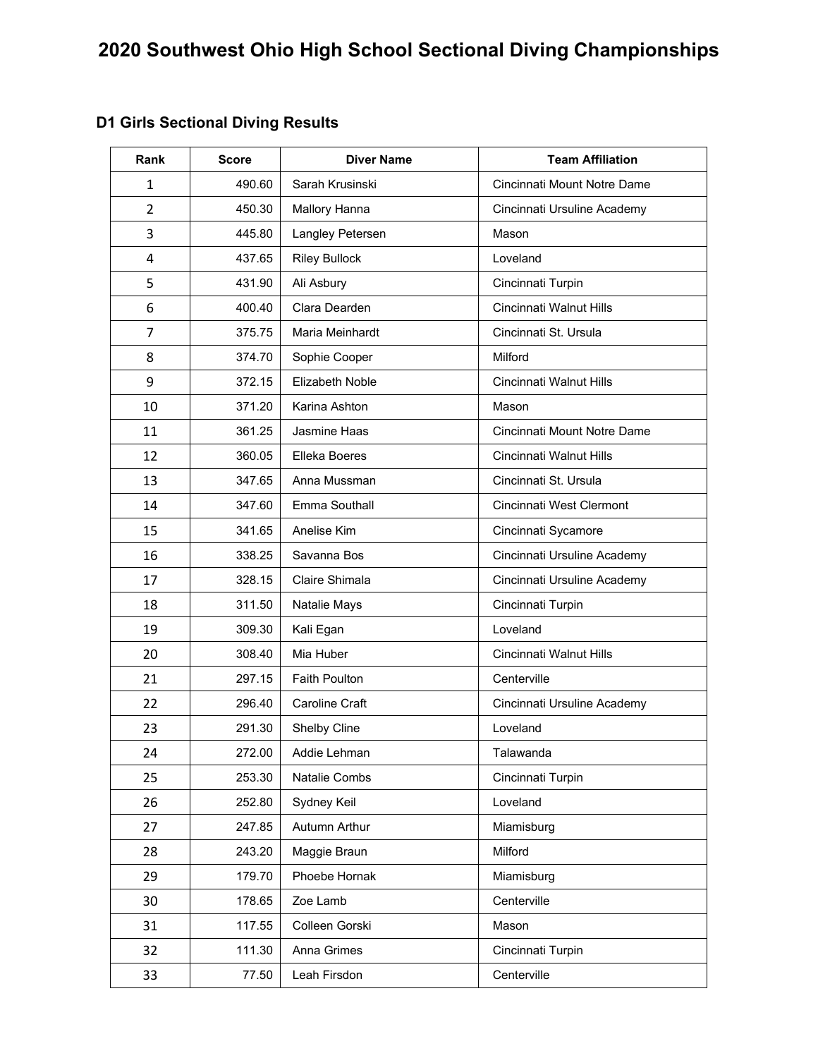# 2020 Southwest Ohio High School Sectional Diving Championships

## D1 Girls Sectional Diving Results

| Rank | Score | Diver Name | Team Affiliation |
|---|---|---|---|
| 1 | 490.60 | Sarah Krusinski | Cincinnati Mount Notre Dame |
| 2 | 450.30 | Mallory Hanna | Cincinnati Ursuline Academy |
| 3 | 445.80 | Langley Petersen | Mason |
| 4 | 437.65 | Riley Bullock | Loveland |
| 5 | 431.90 | Ali Asbury | Cincinnati Turpin |
| 6 | 400.40 | Clara Dearden | Cincinnati Walnut Hills |
| 7 | 375.75 | Maria Meinhardt | Cincinnati St. Ursula |
| 8 | 374.70 | Sophie Cooper | Milford |
| 9 | 372.15 | Elizabeth Noble | Cincinnati Walnut Hills |
| 10 | 371.20 | Karina Ashton | Mason |
| 11 | 361.25 | Jasmine Haas | Cincinnati Mount Notre Dame |
| 12 | 360.05 | Elleka Boeres | Cincinnati Walnut Hills |
| 13 | 347.65 | Anna Mussman | Cincinnati St. Ursula |
| 14 | 347.60 | Emma Southall | Cincinnati West Clermont |
| 15 | 341.65 | Anelise Kim | Cincinnati Sycamore |
| 16 | 338.25 | Savanna Bos | Cincinnati Ursuline Academy |
| 17 | 328.15 | Claire Shimala | Cincinnati Ursuline Academy |
| 18 | 311.50 | Natalie Mays | Cincinnati Turpin |
| 19 | 309.30 | Kali Egan | Loveland |
| 20 | 308.40 | Mia Huber | Cincinnati Walnut Hills |
| 21 | 297.15 | Faith Poulton | Centerville |
| 22 | 296.40 | Caroline Craft | Cincinnati Ursuline Academy |
| 23 | 291.30 | Shelby Cline | Loveland |
| 24 | 272.00 | Addie Lehman | Talawanda |
| 25 | 253.30 | Natalie Combs | Cincinnati Turpin |
| 26 | 252.80 | Sydney Keil | Loveland |
| 27 | 247.85 | Autumn Arthur | Miamisburg |
| 28 | 243.20 | Maggie Braun | Milford |
| 29 | 179.70 | Phoebe Hornak | Miamisburg |
| 30 | 178.65 | Zoe Lamb | Centerville |
| 31 | 117.55 | Colleen Gorski | Mason |
| 32 | 111.30 | Anna Grimes | Cincinnati Turpin |
| 33 | 77.50 | Leah Firsdon | Centerville |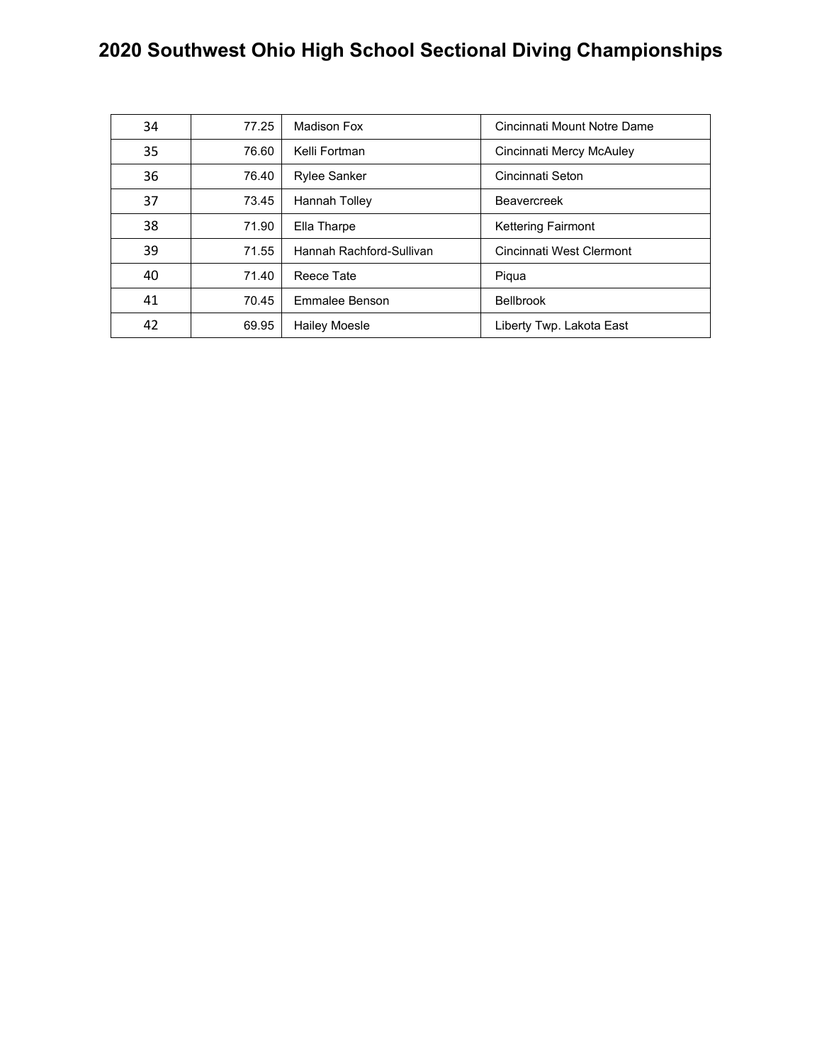# 2020 Southwest Ohio High School Sectional Diving Championships

| | | | |
|---|---|---|---|
| 34 | 77.25 | Madison Fox | Cincinnati Mount Notre Dame |
| 35 | 76.60 | Kelli Fortman | Cincinnati Mercy McAuley |
| 36 | 76.40 | Rylee Sanker | Cincinnati Seton |
| 37 | 73.45 | Hannah Tolley | Beavercreek |
| 38 | 71.90 | Ella Tharpe | Kettering Fairmont |
| 39 | 71.55 | Hannah Rachford-Sullivan | Cincinnati West Clermont |
| 40 | 71.40 | Reece Tate | Piqua |
| 41 | 70.45 | Emmalee Benson | Bellbrook |
| 42 | 69.95 | Hailey Moesle | Liberty Twp. Lakota East |